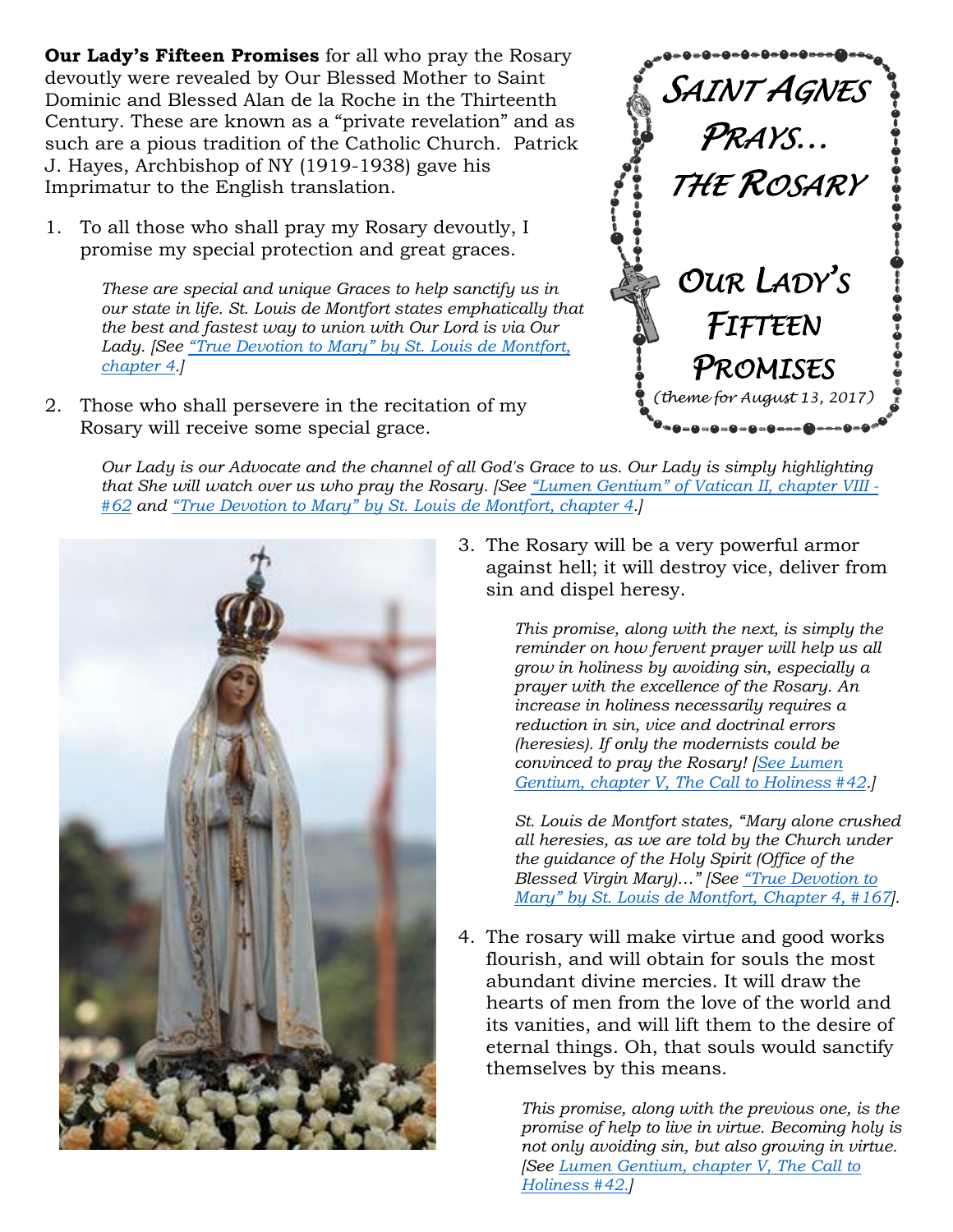**Our Lady's Fifteen Promises** for all who pray the Rosary devoutly were revealed by Our Blessed Mother to Saint Dominic and Blessed Alan de la Roche in the Thirteenth Century. These are known as a "private revelation" and as such are a pious tradition of the Catholic Church. Patrick J. Hayes, Archbishop of NY (1919-1938) gave his Imprimatur to the English translation.

# SAINT AGNES PRAYS… THE ROSARY

## OUR LADY'S FIFTEEN PROMISES

*(theme for August 13, 2017)*

1. To all those who shall pray my Rosary devoutly, I promise my special protection and great graces.

   *These are special and unique Graces to help sanctify us in our state in life. St. Louis de Montfort states emphatically that the best and fastest way to union with Our Lord is via Our Lady. [See "True Devotion to Mary" by St. Louis de Montfort, chapter 4.]*

2. Those who shall persevere in the recitation of my Rosary will receive some special grace.

   *Our Lady is our Advocate and the channel of all God's Grace to us. Our Lady is simply highlighting that She will watch over us who pray the Rosary. [See "Lumen Gentium" of Vatican II, chapter VIII - #62 and "True Devotion to Mary" by St. Louis de Montfort, chapter 4.]*

3. The Rosary will be a very powerful armor against hell; it will destroy vice, deliver from sin and dispel heresy.

   *This promise, along with the next, is simply the reminder on how fervent prayer will help us all grow in holiness by avoiding sin, especially a prayer with the excellence of the Rosary. An increase in holiness necessarily requires a reduction in sin, vice and doctrinal errors (heresies). If only the modernists could be convinced to pray the Rosary! [See Lumen Gentium, chapter V, The Call to Holiness #42.]*

   *St. Louis de Montfort states, "Mary alone crushed all heresies, as we are told by the Church under the guidance of the Holy Spirit (Office of the Blessed Virgin Mary)…" [See "True Devotion to Mary" by St. Louis de Montfort, Chapter 4, #167].*

4. The rosary will make virtue and good works flourish, and will obtain for souls the most abundant divine mercies. It will draw the hearts of men from the love of the world and its vanities, and will lift them to the desire of eternal things. Oh, that souls would sanctify themselves by this means.

   *This promise, along with the previous one, is the promise of help to live in virtue. Becoming holy is not only avoiding sin, but also growing in virtue. [See Lumen Gentium, chapter V, The Call to Holiness #42.]*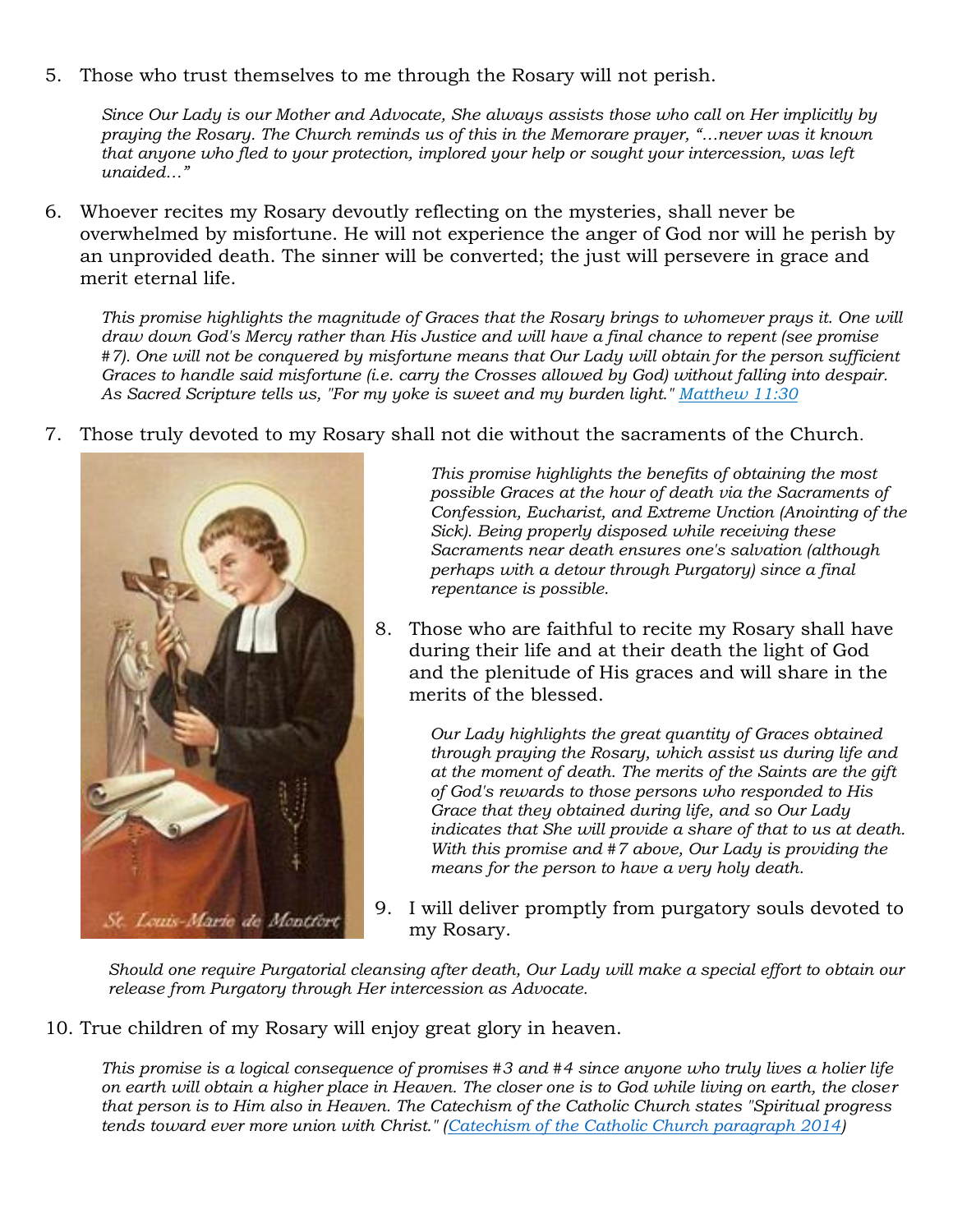5. Those who trust themselves to me through the Rosary will not perish.

   *Since Our Lady is our Mother and Advocate, She always assists those who call on Her implicitly by praying the Rosary. The Church reminds us of this in the Memorare prayer, "…never was it known that anyone who fled to your protection, implored your help or sought your intercession, was left unaided…"*

6. Whoever recites my Rosary devoutly reflecting on the mysteries, shall never be overwhelmed by misfortune. He will not experience the anger of God nor will he perish by an unprovided death. The sinner will be converted; the just will persevere in grace and merit eternal life.

   *This promise highlights the magnitude of Graces that the Rosary brings to whomever prays it. One will draw down God's Mercy rather than His Justice and will have a final chance to repent (see promise #7). One will not be conquered by misfortune means that Our Lady will obtain for the person sufficient Graces to handle said misfortune (i.e. carry the Crosses allowed by God) without falling into despair. As Sacred Scripture tells us, "For my yoke is sweet and my burden light." [Matthew 11:30]*

7. Those truly devoted to my Rosary shall not die without the sacraments of the Church.

   *This promise highlights the benefits of obtaining the most possible Graces at the hour of death via the Sacraments of Confession, Eucharist, and Extreme Unction (Anointing of the Sick). Being properly disposed while receiving these Sacraments near death ensures one's salvation (although perhaps with a detour through Purgatory) since a final repentance is possible.*

St. Louis-Marie de Montfort

8. Those who are faithful to recite my Rosary shall have during their life and at their death the light of God and the plenitude of His graces and will share in the merits of the blessed.

   *Our Lady highlights the great quantity of Graces obtained through praying the Rosary, which assist us during life and at the moment of death. The merits of the Saints are the gift of God's rewards to those persons who responded to His Grace that they obtained during life, and so Our Lady indicates that She will provide a share of that to us at death. With this promise and #7 above, Our Lady is providing the means for the person to have a very holy death.*

9. I will deliver promptly from purgatory souls devoted to my Rosary.

   *Should one require Purgatorial cleansing after death, Our Lady will make a special effort to obtain our release from Purgatory through Her intercession as Advocate.*

10. True children of my Rosary will enjoy great glory in heaven.

    *This promise is a logical consequence of promises #3 and #4 since anyone who truly lives a holier life on earth will obtain a higher place in Heaven. The closer one is to God while living on earth, the closer that person is to Him also in Heaven. The Catechism of the Catholic Church states "Spiritual progress tends toward ever more union with Christ." ([Catechism of the Catholic Church paragraph 2014])*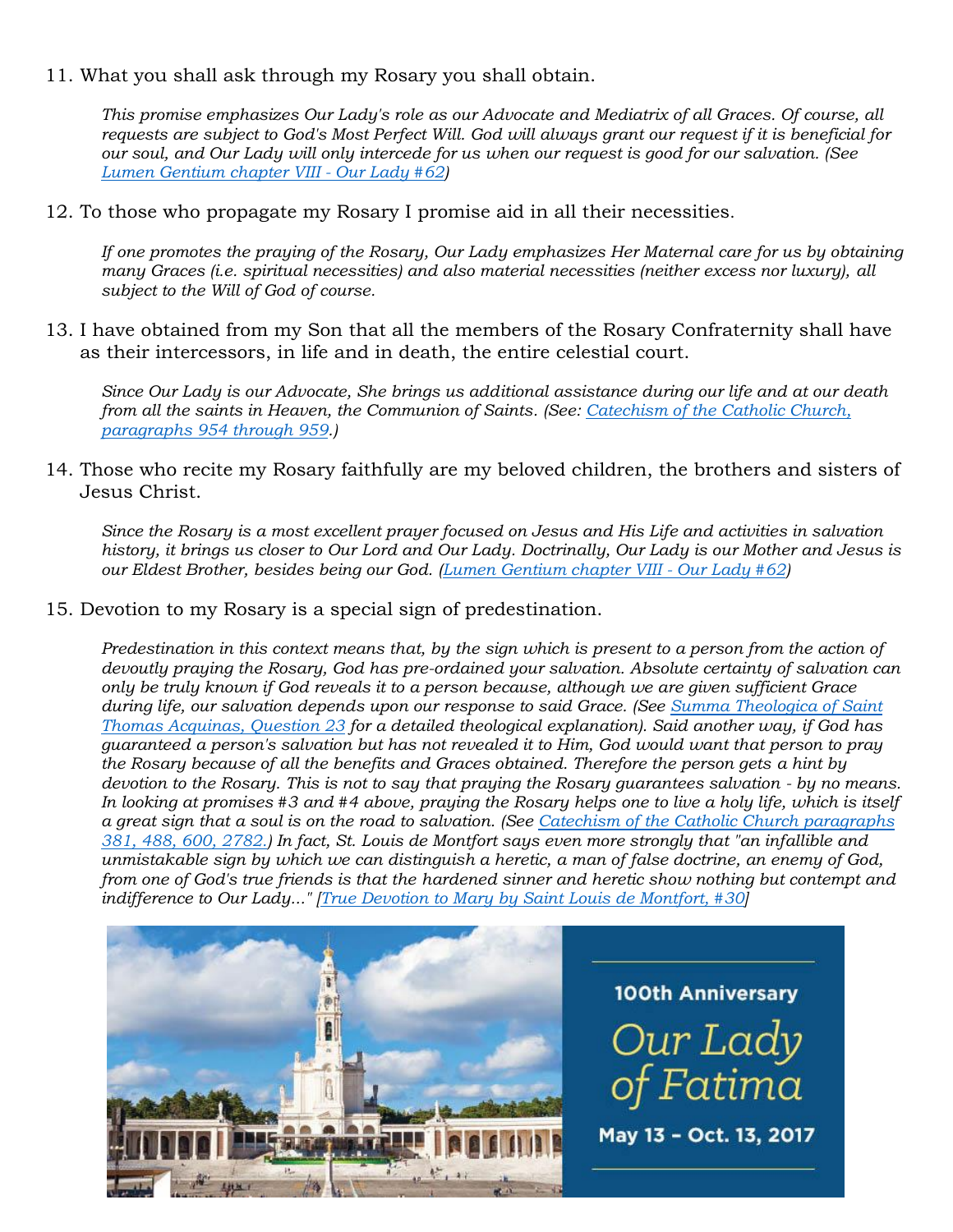11. What you shall ask through my Rosary you shall obtain.

    *This promise emphasizes Our Lady's role as our Advocate and Mediatrix of all Graces. Of course, all requests are subject to God's Most Perfect Will. God will always grant our request if it is beneficial for our soul, and Our Lady will only intercede for us when our request is good for our salvation. (See Lumen Gentium chapter VIII - Our Lady #62)*

12. To those who propagate my Rosary I promise aid in all their necessities.

    *If one promotes the praying of the Rosary, Our Lady emphasizes Her Maternal care for us by obtaining many Graces (i.e. spiritual necessities) and also material necessities (neither excess nor luxury), all subject to the Will of God of course.*

13. I have obtained from my Son that all the members of the Rosary Confraternity shall have as their intercessors, in life and in death, the entire celestial court.

    *Since Our Lady is our Advocate, She brings us additional assistance during our life and at our death from all the saints in Heaven, the Communion of Saints. (See: Catechism of the Catholic Church, paragraphs 954 through 959.)*

14. Those who recite my Rosary faithfully are my beloved children, the brothers and sisters of Jesus Christ.

    *Since the Rosary is a most excellent prayer focused on Jesus and His Life and activities in salvation history, it brings us closer to Our Lord and Our Lady. Doctrinally, Our Lady is our Mother and Jesus is our Eldest Brother, besides being our God. (Lumen Gentium chapter VIII - Our Lady #62)*

15. Devotion to my Rosary is a special sign of predestination.

    *Predestination in this context means that, by the sign which is present to a person from the action of devoutly praying the Rosary, God has pre-ordained your salvation. Absolute certainty of salvation can only be truly known if God reveals it to a person because, although we are given sufficient Grace during life, our salvation depends upon our response to said Grace. (See Summa Theologica of Saint Thomas Acquinas, Question 23 for a detailed theological explanation). Said another way, if God has guaranteed a person's salvation but has not revealed it to Him, God would want that person to pray the Rosary because of all the benefits and Graces obtained. Therefore the person gets a hint by devotion to the Rosary. This is not to say that praying the Rosary guarantees salvation - by no means. In looking at promises #3 and #4 above, praying the Rosary helps one to live a holy life, which is itself a great sign that a soul is on the road to salvation. (See Catechism of the Catholic Church paragraphs 381, 488, 600, 2782.) In fact, St. Louis de Montfort says even more strongly that "an infallible and unmistakable sign by which we can distinguish a heretic, a man of false doctrine, an enemy of God, from one of God's true friends is that the hardened sinner and heretic show nothing but contempt and indifference to Our Lady..." [True Devotion to Mary by Saint Louis de Montfort, #30]*

100th Anniversary

Our Lady of Fatima

May 13 - Oct. 13, 2017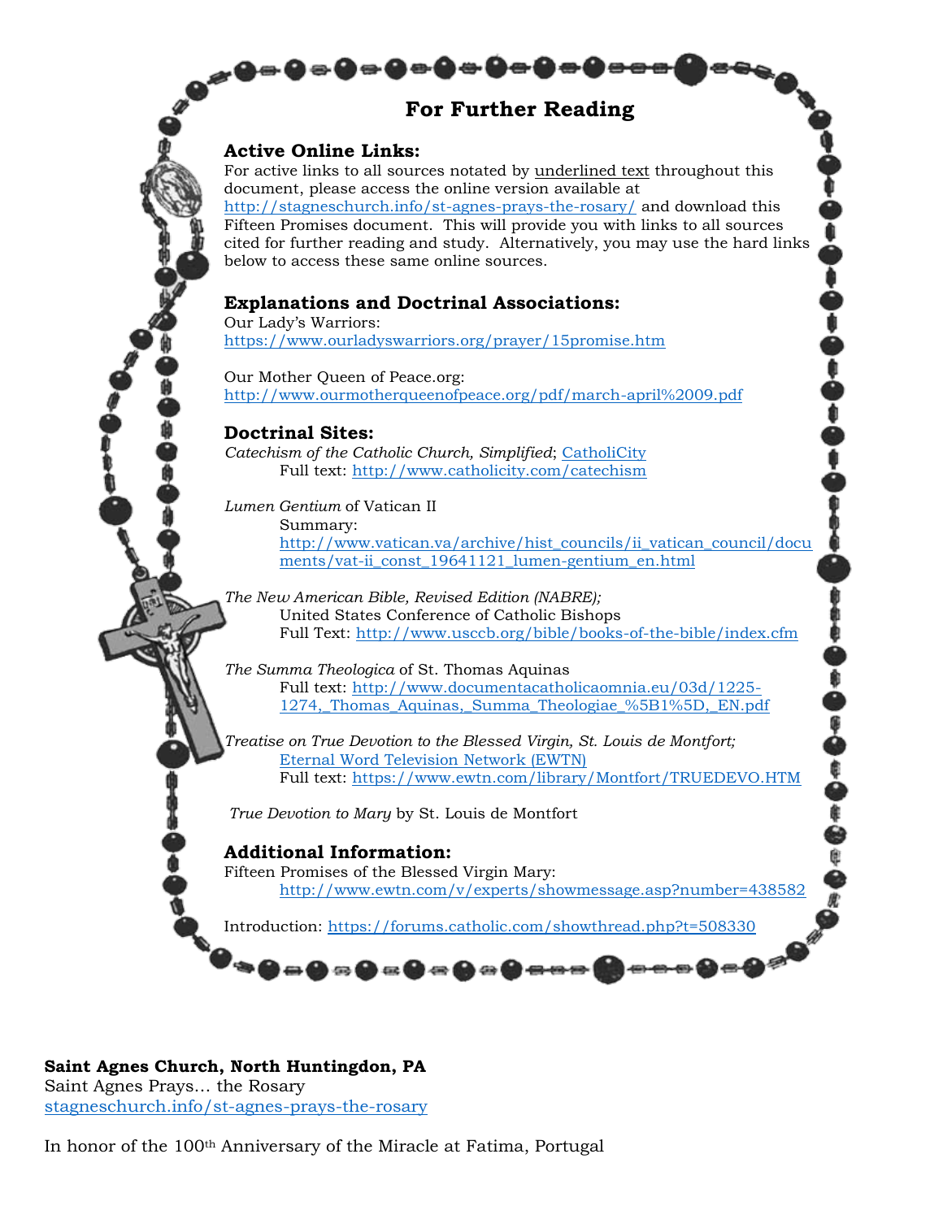# For Further Reading

## Active Online Links:

For active links to all sources notated by underlined text throughout this document, please access the online version available at http://stagneschurch.info/st-agnes-prays-the-rosary/ and download this Fifteen Promises document. This will provide you with links to all sources cited for further reading and study. Alternatively, you may use the hard links below to access these same online sources.

## Explanations and Doctrinal Associations:

Our Lady's Warriors:
https://www.ourladyswarriors.org/prayer/15promise.htm

Our Mother Queen of Peace.org:
http://www.ourmotherqueenofpeace.org/pdf/march-april%2009.pdf

## Doctrinal Sites:

*Catechism of the Catholic Church, Simplified*; CatholiCity
Full text: http://www.catholicity.com/catechism

*Lumen Gentium* of Vatican II
Summary:
http://www.vatican.va/archive/hist_councils/ii_vatican_council/documents/vat-ii_const_19641121_lumen-gentium_en.html

*The New American Bible, Revised Edition (NABRE);*
United States Conference of Catholic Bishops
Full Text: http://www.usccb.org/bible/books-of-the-bible/index.cfm

*The Summa Theologica* of St. Thomas Aquinas
Full text: http://www.documentacatholicaomnia.eu/03d/1225-1274,_Thomas_Aquinas,_Summa_Theologiae_%5B1%5D,_EN.pdf

*Treatise on True Devotion to the Blessed Virgin, St. Louis de Montfort;*
Eternal Word Television Network (EWTN)
Full text: https://www.ewtn.com/library/Montfort/TRUEDEVO.HTM

*True Devotion to Mary* by St. Louis de Montfort

## Additional Information:

Fifteen Promises of the Blessed Virgin Mary:
http://www.ewtn.com/v/experts/showmessage.asp?number=438582

Introduction: https://forums.catholic.com/showthread.php?t=508330

**Saint Agnes Church, North Huntingdon, PA**
Saint Agnes Prays… the Rosary
stagneschurch.info/st-agnes-prays-the-rosary

In honor of the 100th Anniversary of the Miracle at Fatima, Portugal